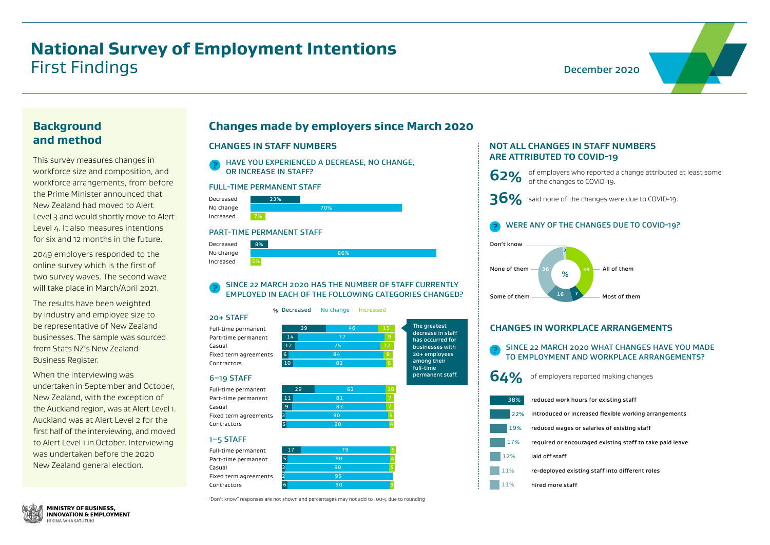# National Survey of Employment Intentions
## First Findings

December 2020

## Background and method

This survey measures changes in workforce size and composition, and workforce arrangements, from before the Prime Minister announced that New Zealand had moved to Alert Level 3 and would shortly move to Alert Level 4. It also measures intentions for six and 12 months in the future.

2049 employers responded to the online survey which is the first of two survey waves. The second wave will take place in March/April 2021.

The results have been weighted by industry and employee size to be representative of New Zealand businesses. The sample was sourced from Stats NZ's New Zealand Business Register.

When the interviewing was undertaken in September and October, New Zealand, with the exception of the Auckland region, was at Alert Level 1. Auckland was at Alert Level 2 for the first half of the interviewing, and moved to Alert Level 1 in October. Interviewing was undertaken before the 2020 New Zealand general election.

## Changes made by employers since March 2020

### CHANGES IN STAFF NUMBERS

**HAVE YOU EXPERIENCED A DECREASE, NO CHANGE, OR INCREASE IN STAFF?**

FULL-TIME PERMANENT STAFF

| | % |
|---|---|
| Decreased | 23% |
| No change | 70% |
| Increased | 7% |

PART-TIME PERMANENT STAFF

| | % |
|---|---|
| Decreased | 8% |
| No change | 86% |
| Increased | 5% |

**SINCE 22 MARCH 2020 HAS THE NUMBER OF STAFF CURRENTLY EMPLOYED IN EACH OF THE FOLLOWING CATEGORIES CHANGED?**

| % | Decreased | No change | Increased |
|---|---|---|---|
| **20+ STAFF** | | | |
| Full-time permanent | 39 | 46 | 15 |
| Part-time permanent | 14 | 77 | 9 |
| Casual | 12 | 75 | 12 |
| Fixed term agreements | 6 | 84 | 8 |
| Contractors | 10 | 82 | 6 |
| **6–19 STAFF** | | | |
| Full-time permanent | 29 | 62 | 10 |
| Part-time permanent | 11 | 81 | 7 |
| Casual | 9 | 83 | 7 |
| Fixed term agreements | 3 | 90 | 5 |
| Contractors | 5 | 90 | 4 |
| **1–5 STAFF** | | | |
| Full-time permanent | 17 | 79 | 5 |
| Part-time permanent | 5 | 90 | 4 |
| Casual | 3 | 90 | 5 |
| Fixed term agreements | 2 | 95 | |
| Contractors | 6 | 90 | 3 |

The greatest decrease in staff has occurred for businesses with 20+ employees among their full-time permanent staff.

"Don't know" responses are not shown and percentages may not add to 100% due to rounding

### NOT ALL CHANGES IN STAFF NUMBERS ARE ATTRIBUTED TO COVID-19

**62%** of employers who reported a change attributed at least some of the changes to COVID-19.

**36%** said none of the changes were due to COVID-19.

**WERE ANY OF THE CHANGES DUE TO COVID-19?**

| | % |
|---|---|
| All of them | 39 |
| Most of them | 7 |
| Some of them | 16 |
| None of them | 36 |
| Don't know | 2 |

### CHANGES IN WORKPLACE ARRANGEMENTS

**SINCE 22 MARCH 2020 WHAT CHANGES HAVE YOU MADE TO EMPLOYMENT AND WORKPLACE ARRANGEMENTS?**

**64%** of employers reported making changes

| % | Change |
|---|---|
| 38% | reduced work hours for existing staff |
| 22% | introduced or increased flexible working arrangements |
| 19% | reduced wages or salaries of existing staff |
| 17% | required or encouraged existing staff to take paid leave |
| 12% | laid off staff |
| 11% | re-deployed existing staff into different roles |
| 11% | hired more staff |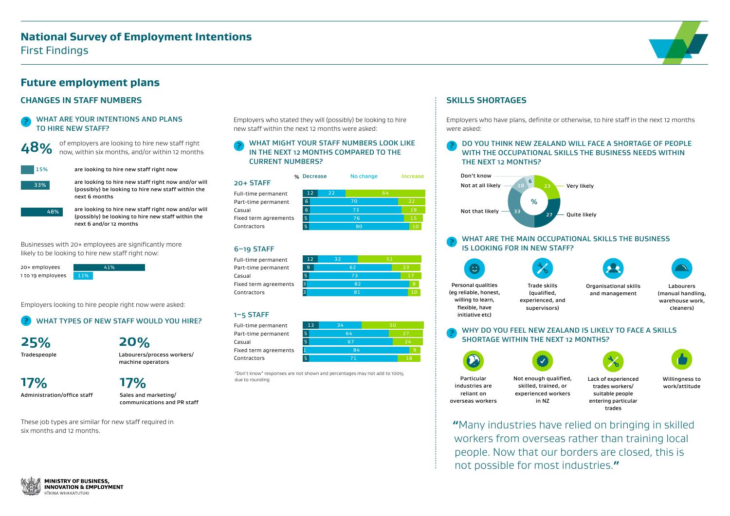# National Survey of Employment Intentions

First Findings

## Future employment plans

### CHANGES IN STAFF NUMBERS

#### WHAT ARE YOUR INTENTIONS AND PLANS TO HIRE NEW STAFF?

**48%** of employers are looking to hire new staff right now, within six months, and/or within 12 months

15% are looking to hire new staff right now

33% are looking to hire new staff right now and/or will (possibly) be looking to hire new staff within the next 6 months

48% are looking to hire new staff right now and/or will (possibly) be looking to hire new staff within the next 6 and/or 12 months

Businesses with 20+ employees are significantly more likely to be looking to hire new staff right now:

20+ employees 41%

1 to 19 employees 11%

Employers looking to hire people right now were asked:

#### WHAT TYPES OF NEW STAFF WOULD YOU HIRE?

**25%** Tradespeople

**20%** Labourers/process workers/machine operators

**17%** Administration/office staff

**17%** Sales and marketing/communications and PR staff

These job types are similar for new staff required in six months and 12 months.

Employers who stated they will (possibly) be looking to hire new staff within the next 12 months were asked:

#### WHAT MIGHT YOUR STAFF NUMBERS LOOK LIKE IN THE NEXT 12 MONTHS COMPARED TO THE CURRENT NUMBERS?

% Decrease / No change / Increase

**20+ STAFF**

Full-time permanent 12 22 64

Part-time permanent 6 70 22

Casual 6 73 19

Fixed term agreements 5 76 15

Contractors 5 80 10

**6–19 STAFF**

Full-time permanent 12 32 51

Part-time permanent 9 62 23

Casual 5 73 17

Fixed term agreements 3 82 8

Contractors 3 81 10

**1–5 STAFF**

Full-time permanent 13 34 50

Part-time permanent 5 64 27

Casual 5 67 24

Fixed term agreements 1 84 9

Contractors 5 71 18

"Don't know" responses are not shown and percentages may not add to 100% due to rounding

### SKILLS SHORTAGES

Employers who have plans, definite or otherwise, to hire staff in the next 12 months were asked:

#### DO YOU THINK NEW ZEALAND WILL FACE A SHORTAGE OF PEOPLE WITH THE OCCUPATIONAL SKILLS THE BUSINESS NEEDS WITHIN THE NEXT 12 MONTHS?

%

Very likely 23

Quite likely 27

Not that likely 33

Not at all likely 10

Don't know 6

#### WHAT ARE THE MAIN OCCUPATIONAL SKILLS THE BUSINESS IS LOOKING FOR IN NEW STAFF?

- Personal qualities (eg reliable, honest, willing to learn, flexible, have initiative etc)
- Trade skills (qualified, experienced, and supervisors)
- Organisational skills and management
- Labourers (manual handling, warehouse work, cleaners)

#### WHY DO YOU FEEL NEW ZEALAND IS LIKELY TO FACE A SKILLS SHORTAGE WITHIN THE NEXT 12 MONTHS?

- Particular industries are reliant on overseas workers
- Not enough qualified, skilled, trained, or experienced workers in NZ
- Lack of experienced trades workers/suitable people entering particular trades
- Willingness to work/attitude

"Many industries have relied on bringing in skilled workers from overseas rather than training local people. Now that our borders are closed, this is not possible for most industries."

MINISTRY OF BUSINESS, INNOVATION & EMPLOYMENT
HĪKINA WHAKATUTUKI